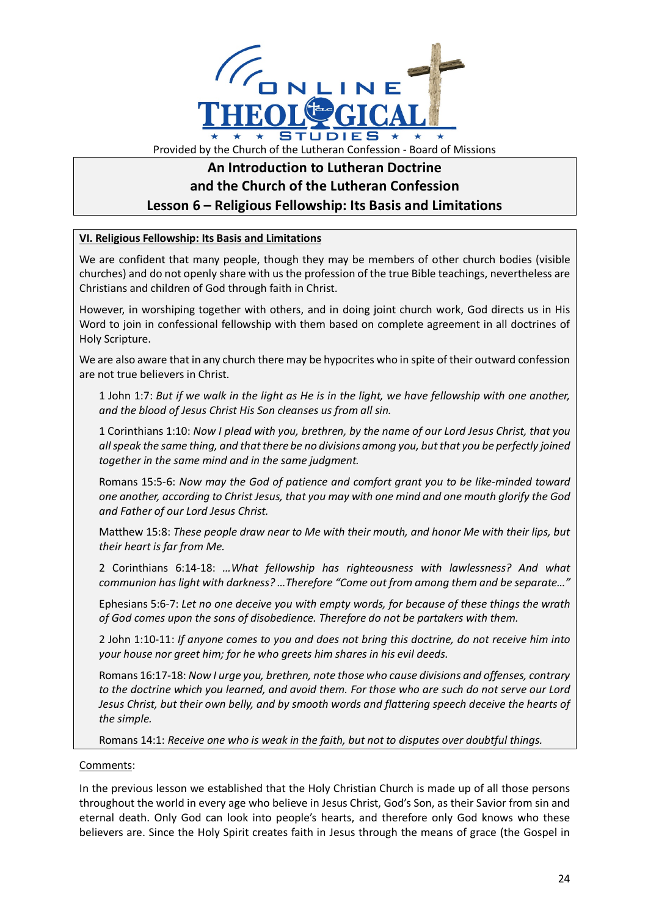Provided by the Church of the Lutheran Confession - Board of Missions

# An Introduction to Lutheran Doctrine and the Church of the Lutheran Confession

## Lesson 6 – Religious Fellowship: Its Basis and Limitations

### VI. Religious Fellowship: Its Basis and Limitations

We are confident that many people, though they may be members of other church bodies (visible churches) and do not openly share with us the profession of the true Bible teachings, nevertheless are Christians and children of God through faith in Christ.

However, in worshiping together with others, and in doing joint church work, God directs us in His Word to join in confessional fellowship with them based on complete agreement in all doctrines of Holy Scripture.

We are also aware that in any church there may be hypocrites who in spite of their outward confession are not true believers in Christ.

1 John 1:7: *But if we walk in the light as He is in the light, we have fellowship with one another, and the blood of Jesus Christ His Son cleanses us from all sin.*

1 Corinthians 1:10: *Now I plead with you, brethren, by the name of our Lord Jesus Christ, that you all speak the same thing, and that there be no divisions among you, but that you be perfectly joined together in the same mind and in the same judgment.*

Romans 15:5-6: *Now may the God of patience and comfort grant you to be like-minded toward one another, according to Christ Jesus, that you may with one mind and one mouth glorify the God and Father of our Lord Jesus Christ.*

Matthew 15:8: *These people draw near to Me with their mouth, and honor Me with their lips, but their heart is far from Me.*

2 Corinthians 6:14-18: *…What fellowship has righteousness with lawlessness? And what communion has light with darkness? …Therefore "Come out from among them and be separate…"*

Ephesians 5:6-7: *Let no one deceive you with empty words, for because of these things the wrath of God comes upon the sons of disobedience. Therefore do not be partakers with them.*

2 John 1:10-11: *If anyone comes to you and does not bring this doctrine, do not receive him into your house nor greet him; for he who greets him shares in his evil deeds.*

Romans 16:17-18: *Now I urge you, brethren, note those who cause divisions and offenses, contrary to the doctrine which you learned, and avoid them. For those who are such do not serve our Lord Jesus Christ, but their own belly, and by smooth words and flattering speech deceive the hearts of the simple.*

Romans 14:1: *Receive one who is weak in the faith, but not to disputes over doubtful things.*

Comments:

In the previous lesson we established that the Holy Christian Church is made up of all those persons throughout the world in every age who believe in Jesus Christ, God's Son, as their Savior from sin and eternal death. Only God can look into people's hearts, and therefore only God knows who these believers are. Since the Holy Spirit creates faith in Jesus through the means of grace (the Gospel in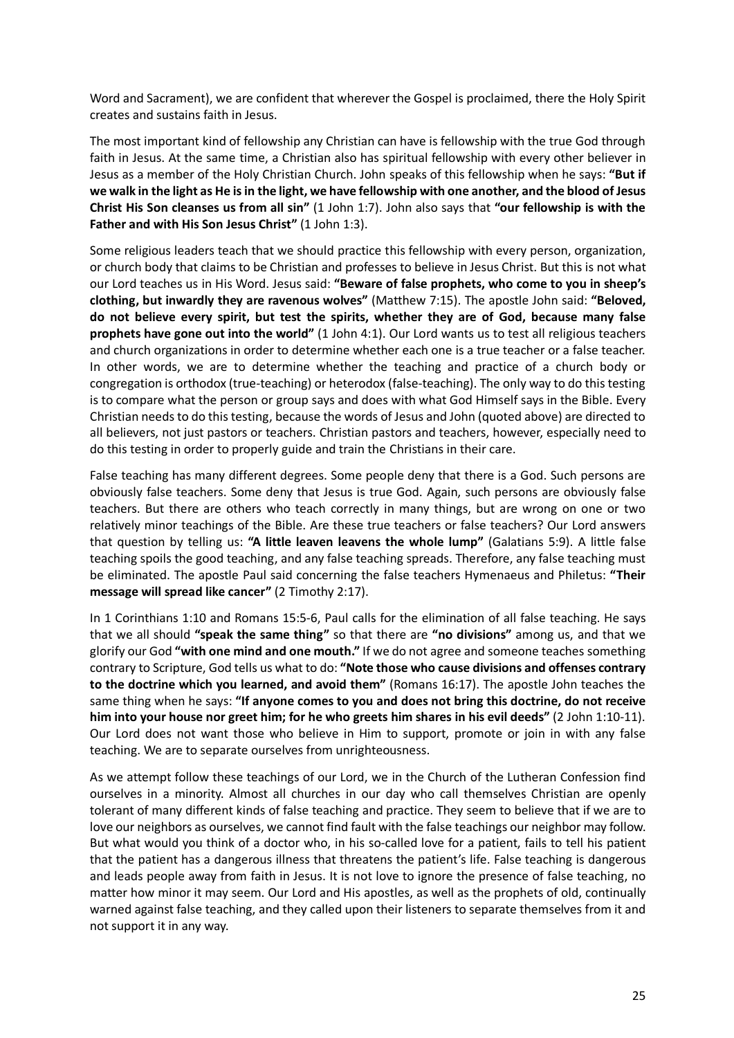Word and Sacrament), we are confident that wherever the Gospel is proclaimed, there the Holy Spirit creates and sustains faith in Jesus.

The most important kind of fellowship any Christian can have is fellowship with the true God through faith in Jesus. At the same time, a Christian also has spiritual fellowship with every other believer in Jesus as a member of the Holy Christian Church. John speaks of this fellowship when he says: **"But if we walk in the light as He is in the light, we have fellowship with one another, and the blood of Jesus Christ His Son cleanses us from all sin"** (1 John 1:7). John also says that **"our fellowship is with the Father and with His Son Jesus Christ"** (1 John 1:3).

Some religious leaders teach that we should practice this fellowship with every person, organization, or church body that claims to be Christian and professes to believe in Jesus Christ. But this is not what our Lord teaches us in His Word. Jesus said: **"Beware of false prophets, who come to you in sheep's clothing, but inwardly they are ravenous wolves"** (Matthew 7:15). The apostle John said: **"Beloved, do not believe every spirit, but test the spirits, whether they are of God, because many false prophets have gone out into the world"** (1 John 4:1). Our Lord wants us to test all religious teachers and church organizations in order to determine whether each one is a true teacher or a false teacher. In other words, we are to determine whether the teaching and practice of a church body or congregation is orthodox (true-teaching) or heterodox (false-teaching). The only way to do this testing is to compare what the person or group says and does with what God Himself says in the Bible. Every Christian needs to do this testing, because the words of Jesus and John (quoted above) are directed to all believers, not just pastors or teachers. Christian pastors and teachers, however, especially need to do this testing in order to properly guide and train the Christians in their care.

False teaching has many different degrees. Some people deny that there is a God. Such persons are obviously false teachers. Some deny that Jesus is true God. Again, such persons are obviously false teachers. But there are others who teach correctly in many things, but are wrong on one or two relatively minor teachings of the Bible. Are these true teachers or false teachers? Our Lord answers that question by telling us: **"A little leaven leavens the whole lump"** (Galatians 5:9). A little false teaching spoils the good teaching, and any false teaching spreads. Therefore, any false teaching must be eliminated. The apostle Paul said concerning the false teachers Hymenaeus and Philetus: **"Their message will spread like cancer"** (2 Timothy 2:17).

In 1 Corinthians 1:10 and Romans 15:5-6, Paul calls for the elimination of all false teaching. He says that we all should **"speak the same thing"** so that there are **"no divisions"** among us, and that we glorify our God **"with one mind and one mouth."** If we do not agree and someone teaches something contrary to Scripture, God tells us what to do: **"Note those who cause divisions and offenses contrary to the doctrine which you learned, and avoid them"** (Romans 16:17). The apostle John teaches the same thing when he says: **"If anyone comes to you and does not bring this doctrine, do not receive him into your house nor greet him; for he who greets him shares in his evil deeds"** (2 John 1:10-11). Our Lord does not want those who believe in Him to support, promote or join in with any false teaching. We are to separate ourselves from unrighteousness.

As we attempt follow these teachings of our Lord, we in the Church of the Lutheran Confession find ourselves in a minority. Almost all churches in our day who call themselves Christian are openly tolerant of many different kinds of false teaching and practice. They seem to believe that if we are to love our neighbors as ourselves, we cannot find fault with the false teachings our neighbor may follow. But what would you think of a doctor who, in his so-called love for a patient, fails to tell his patient that the patient has a dangerous illness that threatens the patient's life. False teaching is dangerous and leads people away from faith in Jesus. It is not love to ignore the presence of false teaching, no matter how minor it may seem. Our Lord and His apostles, as well as the prophets of old, continually warned against false teaching, and they called upon their listeners to separate themselves from it and not support it in any way.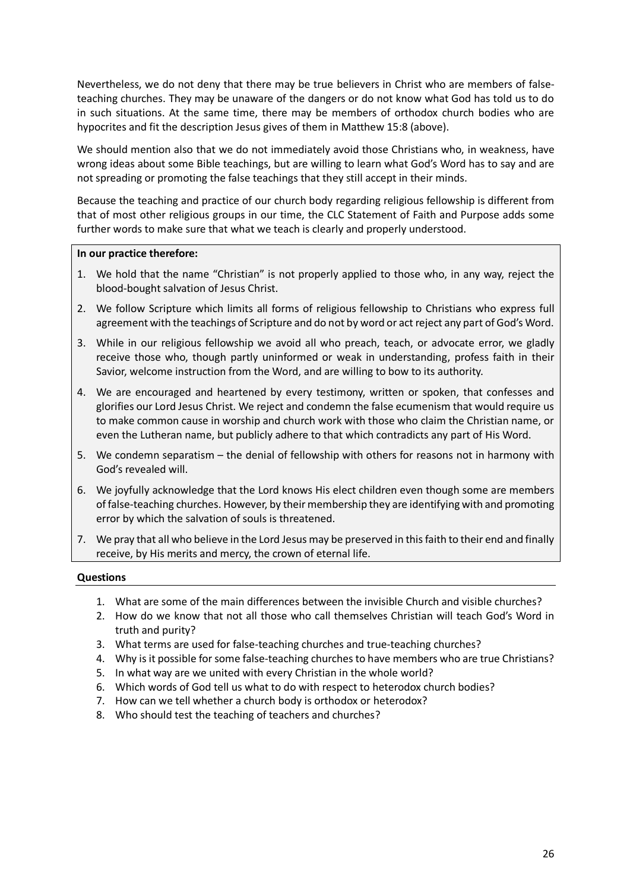Nevertheless, we do not deny that there may be true believers in Christ who are members of false-teaching churches. They may be unaware of the dangers or do not know what God has told us to do in such situations. At the same time, there may be members of orthodox church bodies who are hypocrites and fit the description Jesus gives of them in Matthew 15:8 (above).

We should mention also that we do not immediately avoid those Christians who, in weakness, have wrong ideas about some Bible teachings, but are willing to learn what God's Word has to say and are not spreading or promoting the false teachings that they still accept in their minds.

Because the teaching and practice of our church body regarding religious fellowship is different from that of most other religious groups in our time, the CLC Statement of Faith and Purpose adds some further words to make sure that what we teach is clearly and properly understood.

**In our practice therefore:**

1. We hold that the name "Christian" is not properly applied to those who, in any way, reject the blood-bought salvation of Jesus Christ.
2. We follow Scripture which limits all forms of religious fellowship to Christians who express full agreement with the teachings of Scripture and do not by word or act reject any part of God's Word.
3. While in our religious fellowship we avoid all who preach, teach, or advocate error, we gladly receive those who, though partly uninformed or weak in understanding, profess faith in their Savior, welcome instruction from the Word, and are willing to bow to its authority.
4. We are encouraged and heartened by every testimony, written or spoken, that confesses and glorifies our Lord Jesus Christ. We reject and condemn the false ecumenism that would require us to make common cause in worship and church work with those who claim the Christian name, or even the Lutheran name, but publicly adhere to that which contradicts any part of His Word.
5. We condemn separatism – the denial of fellowship with others for reasons not in harmony with God's revealed will.
6. We joyfully acknowledge that the Lord knows His elect children even though some are members of false-teaching churches. However, by their membership they are identifying with and promoting error by which the salvation of souls is threatened.
7. We pray that all who believe in the Lord Jesus may be preserved in this faith to their end and finally receive, by His merits and mercy, the crown of eternal life.

**Questions**

1. What are some of the main differences between the invisible Church and visible churches?
2. How do we know that not all those who call themselves Christian will teach God's Word in truth and purity?
3. What terms are used for false-teaching churches and true-teaching churches?
4. Why is it possible for some false-teaching churches to have members who are true Christians?
5. In what way are we united with every Christian in the whole world?
6. Which words of God tell us what to do with respect to heterodox church bodies?
7. How can we tell whether a church body is orthodox or heterodox?
8. Who should test the teaching of teachers and churches?